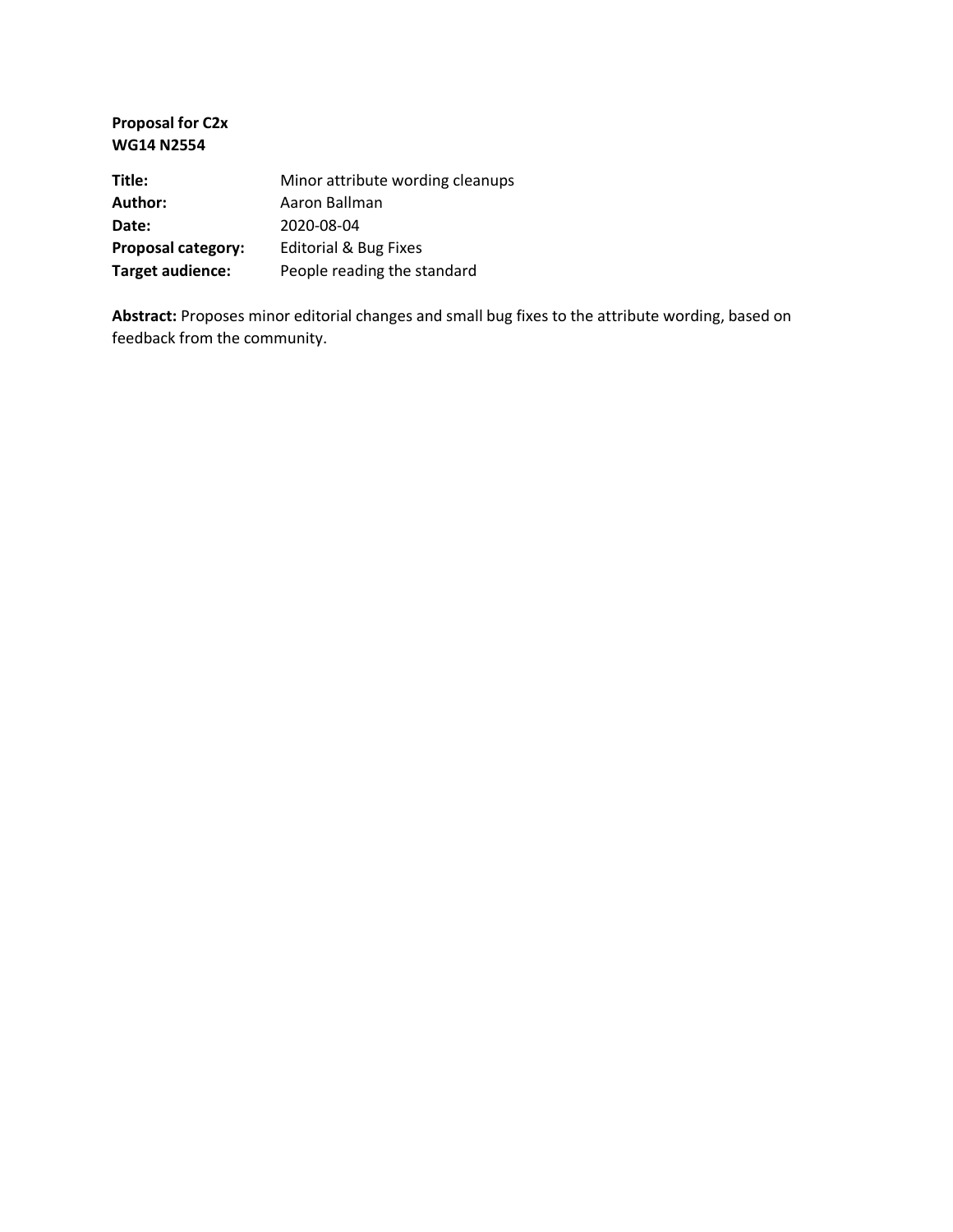**Proposal for C2x**
**WG14 N2554**

| | |
|---|---|
| **Title:** | Minor attribute wording cleanups |
| **Author:** | Aaron Ballman |
| **Date:** | 2020-08-04 |
| **Proposal category:** | Editorial & Bug Fixes |
| **Target audience:** | People reading the standard |

**Abstract:** Proposes minor editorial changes and small bug fixes to the attribute wording, based on feedback from the community.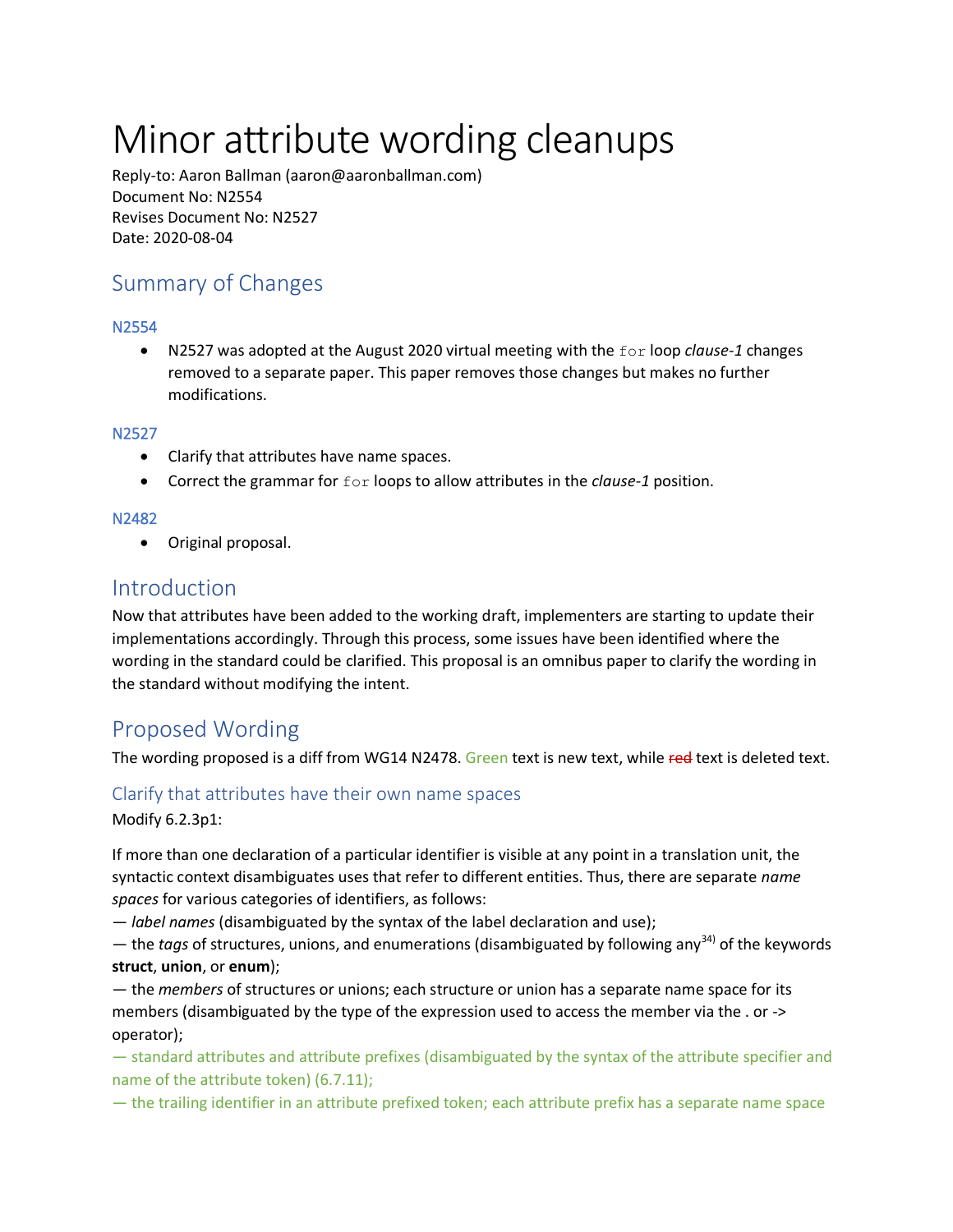# Minor attribute wording cleanups

Reply-to: Aaron Ballman (aaron@aaronballman.com)
Document No: N2554
Revises Document No: N2527
Date: 2020-08-04

## Summary of Changes

### N2554

- N2527 was adopted at the August 2020 virtual meeting with the `for` loop *clause-1* changes removed to a separate paper. This paper removes those changes but makes no further modifications.

### N2527

- Clarify that attributes have name spaces.
- Correct the grammar for `for` loops to allow attributes in the *clause-1* position.

### N2482

- Original proposal.

## Introduction

Now that attributes have been added to the working draft, implementers are starting to update their implementations accordingly. Through this process, some issues have been identified where the wording in the standard could be clarified. This proposal is an omnibus paper to clarify the wording in the standard without modifying the intent.

## Proposed Wording

The wording proposed is a diff from WG14 N2478. Green text is new text, while ~~red~~ text is deleted text.

### Clarify that attributes have their own name spaces

Modify 6.2.3p1:

If more than one declaration of a particular identifier is visible at any point in a translation unit, the syntactic context disambiguates uses that refer to different entities. Thus, there are separate *name spaces* for various categories of identifiers, as follows:
— *label names* (disambiguated by the syntax of the label declaration and use);
— the *tags* of structures, unions, and enumerations (disambiguated by following any[34] of the keywords **struct**, **union**, or **enum**);
— the *members* of structures or unions; each structure or union has a separate name space for its members (disambiguated by the type of the expression used to access the member via the . or -> operator);
— standard attributes and attribute prefixes (disambiguated by the syntax of the attribute specifier and name of the attribute token) (6.7.11);
— the trailing identifier in an attribute prefixed token; each attribute prefix has a separate name space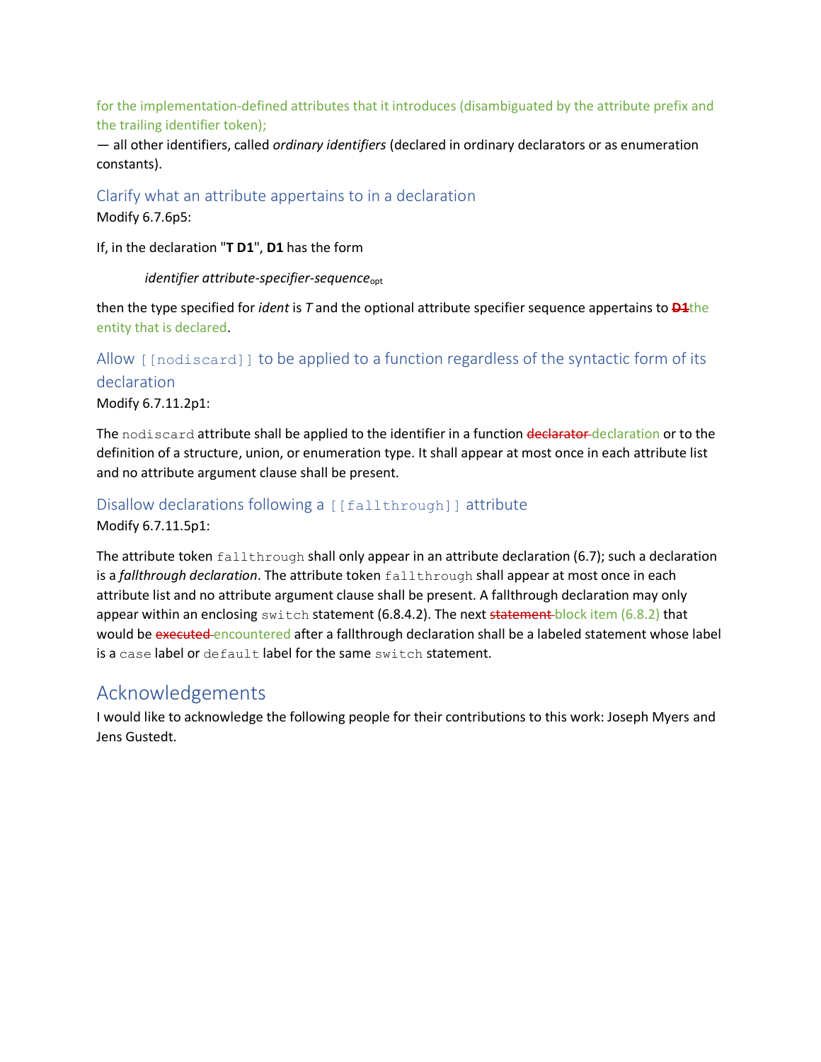for the implementation-defined attributes that it introduces (disambiguated by the attribute prefix and the trailing identifier token);

— all other identifiers, called *ordinary identifiers* (declared in ordinary declarators or as enumeration constants).

## Clarify what an attribute appertains to in a declaration

Modify 6.7.6p5:

If, in the declaration "**T D1**", **D1** has the form

> *identifier attribute-specifier-sequence*$_{opt}$

then the type specified for *ident* is *T* and the optional attribute specifier sequence appertains to ~~**D1**~~the entity that is declared.

## Allow `[[nodiscard]]` to be applied to a function regardless of the syntactic form of its declaration

Modify 6.7.11.2p1:

The `nodiscard` attribute shall be applied to the identifier in a function ~~declarator~~ declaration or to the definition of a structure, union, or enumeration type. It shall appear at most once in each attribute list and no attribute argument clause shall be present.

## Disallow declarations following a `[[fallthrough]]` attribute

Modify 6.7.11.5p1:

The attribute token `fallthrough` shall only appear in an attribute declaration (6.7); such a declaration is a *fallthrough declaration*. The attribute token `fallthrough` shall appear at most once in each attribute list and no attribute argument clause shall be present. A fallthrough declaration may only appear within an enclosing `switch` statement (6.8.4.2). The next ~~statement~~ block item (6.8.2) that would be ~~executed~~ encountered after a fallthrough declaration shall be a labeled statement whose label is a `case` label or `default` label for the same `switch` statement.

# Acknowledgements

I would like to acknowledge the following people for their contributions to this work: Joseph Myers and Jens Gustedt.